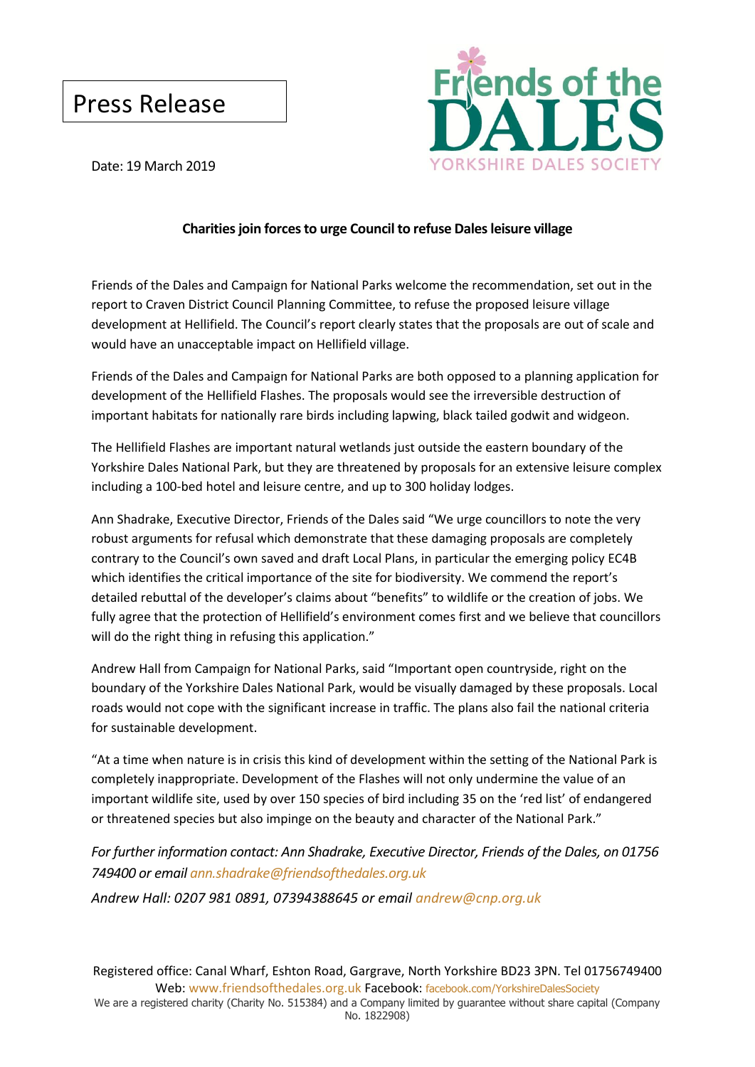# Press Release

Date: 19 March 2019

**Charities join forces to urge Council to refuse Dales leisure village**

Friends of the Dales and Campaign for National Parks welcome the recommendation, set out in the report to Craven District Council Planning Committee, to refuse the proposed leisure village development at Hellifield. The Council's report clearly states that the proposals are out of scale and would have an unacceptable impact on Hellifield village.

Friends of the Dales and Campaign for National Parks are both opposed to a planning application for development of the Hellifield Flashes. The proposals would see the irreversible destruction of important habitats for nationally rare birds including lapwing, black tailed godwit and widgeon.

The Hellifield Flashes are important natural wetlands just outside the eastern boundary of the Yorkshire Dales National Park, but they are threatened by proposals for an extensive leisure complex including a 100-bed hotel and leisure centre, and up to 300 holiday lodges.

Ann Shadrake, Executive Director, Friends of the Dales said "We urge councillors to note the very robust arguments for refusal which demonstrate that these damaging proposals are completely contrary to the Council's own saved and draft Local Plans, in particular the emerging policy EC4B which identifies the critical importance of the site for biodiversity. We commend the report's detailed rebuttal of the developer's claims about "benefits" to wildlife or the creation of jobs. We fully agree that the protection of Hellifield's environment comes first and we believe that councillors will do the right thing in refusing this application."

Andrew Hall from Campaign for National Parks, said "Important open countryside, right on the boundary of the Yorkshire Dales National Park, would be visually damaged by these proposals. Local roads would not cope with the significant increase in traffic. The plans also fail the national criteria for sustainable development.

"At a time when nature is in crisis this kind of development within the setting of the National Park is completely inappropriate. Development of the Flashes will not only undermine the value of an important wildlife site, used by over 150 species of bird including 35 on the 'red list' of endangered or threatened species but also impinge on the beauty and character of the National Park."

*For further information contact: Ann Shadrake, Executive Director, Friends of the Dales, on 01756 749400 or email ann.shadrake@friendsofthedales.org.uk*

*Andrew Hall: 0207 981 0891, 07394388645 or email andrew@cnp.org.uk*

Registered office: Canal Wharf, Eshton Road, Gargrave, North Yorkshire BD23 3PN. Tel 01756749400
Web: www.friendsofthedales.org.uk Facebook: facebook.com/YorkshireDalesSociety
We are a registered charity (Charity No. 515384) and a Company limited by guarantee without share capital (Company No. 1822908)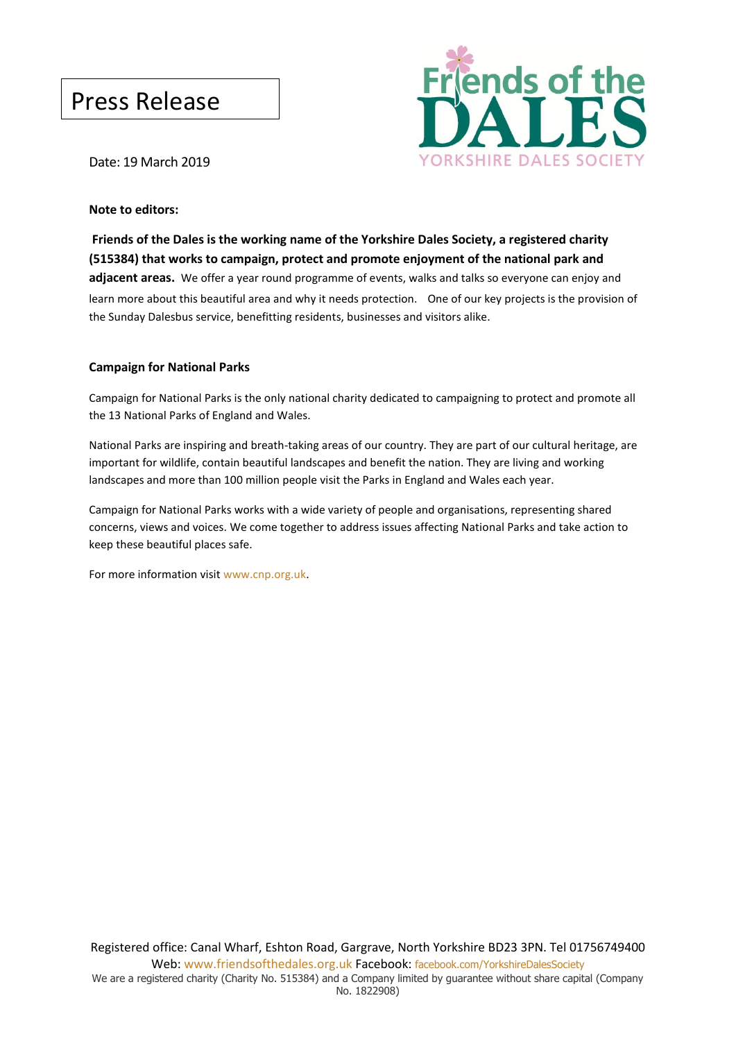# Press Release

Friends of the DALES
YORKSHIRE DALES SOCIETY

Date: 19 March 2019

**Note to editors:**

**Friends of the Dales is the working name of the Yorkshire Dales Society, a registered charity (515384) that works to campaign, protect and promote enjoyment of the national park and adjacent areas.** We offer a year round programme of events, walks and talks so everyone can enjoy and learn more about this beautiful area and why it needs protection. One of our key projects is the provision of the Sunday Dalesbus service, benefitting residents, businesses and visitors alike.

**Campaign for National Parks**

Campaign for National Parks is the only national charity dedicated to campaigning to protect and promote all the 13 National Parks of England and Wales.

National Parks are inspiring and breath-taking areas of our country. They are part of our cultural heritage, are important for wildlife, contain beautiful landscapes and benefit the nation. They are living and working landscapes and more than 100 million people visit the Parks in England and Wales each year.

Campaign for National Parks works with a wide variety of people and organisations, representing shared concerns, views and voices. We come together to address issues affecting National Parks and take action to keep these beautiful places safe.

For more information visit www.cnp.org.uk.

Registered office: Canal Wharf, Eshton Road, Gargrave, North Yorkshire BD23 3PN. Tel 01756749400
Web: www.friendsofthedales.org.uk Facebook: facebook.com/YorkshireDalesSociety
We are a registered charity (Charity No. 515384) and a Company limited by guarantee without share capital (Company No. 1822908)